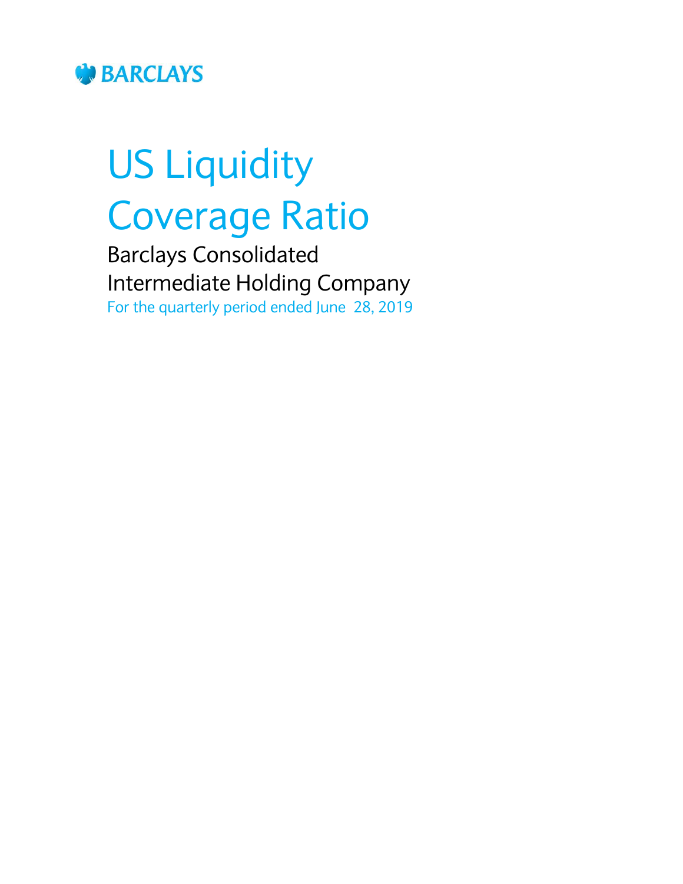BARCLAYS

# US Liquidity Coverage Ratio

## Barclays Consolidated Intermediate Holding Company

For the quarterly period ended June 28, 2019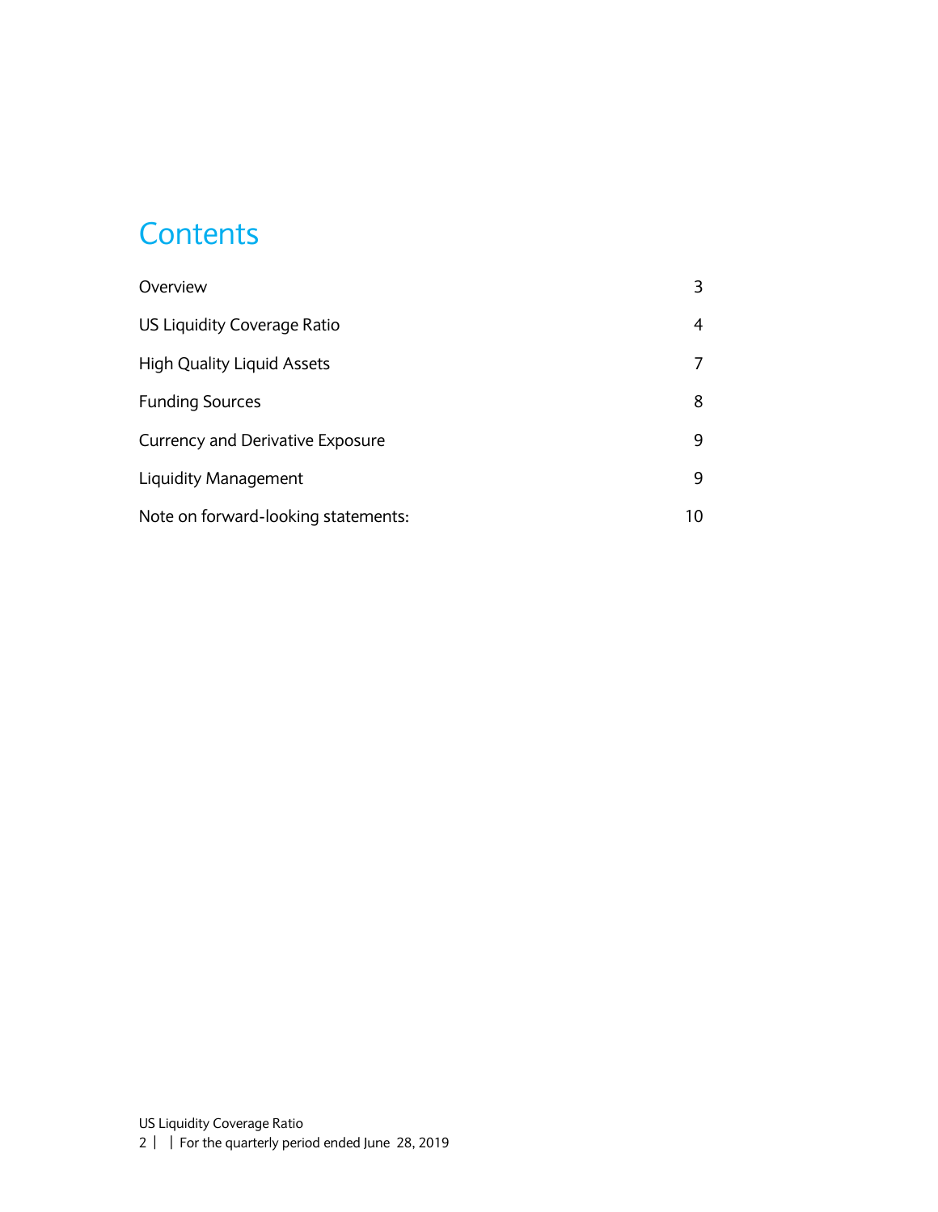# Contents

| | |
|---|---|
| Overview | 3 |
| US Liquidity Coverage Ratio | 4 |
| High Quality Liquid Assets | 7 |
| Funding Sources | 8 |
| Currency and Derivative Exposure | 9 |
| Liquidity Management | 9 |
| Note on forward-looking statements: | 10 |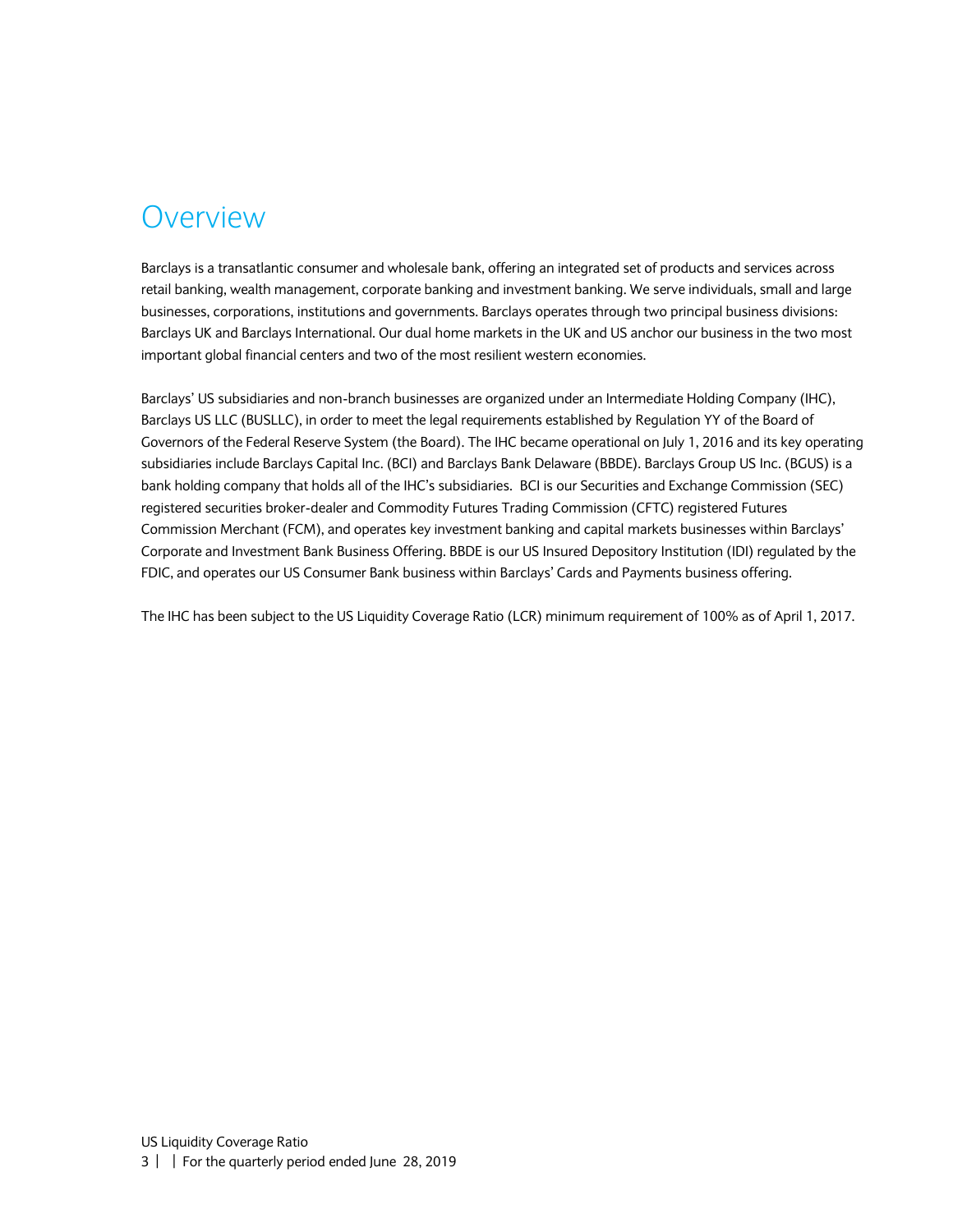# Overview

Barclays is a transatlantic consumer and wholesale bank, offering an integrated set of products and services across retail banking, wealth management, corporate banking and investment banking. We serve individuals, small and large businesses, corporations, institutions and governments. Barclays operates through two principal business divisions: Barclays UK and Barclays International. Our dual home markets in the UK and US anchor our business in the two most important global financial centers and two of the most resilient western economies.

Barclays' US subsidiaries and non-branch businesses are organized under an Intermediate Holding Company (IHC), Barclays US LLC (BUSLLC), in order to meet the legal requirements established by Regulation YY of the Board of Governors of the Federal Reserve System (the Board). The IHC became operational on July 1, 2016 and its key operating subsidiaries include Barclays Capital Inc. (BCI) and Barclays Bank Delaware (BBDE). Barclays Group US Inc. (BGUS) is a bank holding company that holds all of the IHC's subsidiaries. BCI is our Securities and Exchange Commission (SEC) registered securities broker-dealer and Commodity Futures Trading Commission (CFTC) registered Futures Commission Merchant (FCM), and operates key investment banking and capital markets businesses within Barclays' Corporate and Investment Bank Business Offering. BBDE is our US Insured Depository Institution (IDI) regulated by the FDIC, and operates our US Consumer Bank business within Barclays' Cards and Payments business offering.

The IHC has been subject to the US Liquidity Coverage Ratio (LCR) minimum requirement of 100% as of April 1, 2017.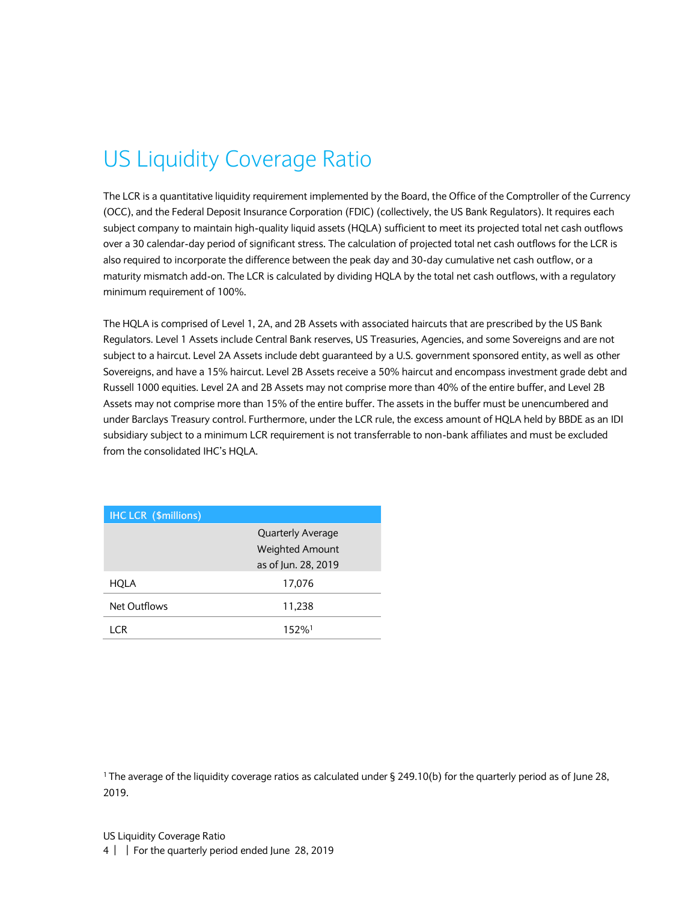# US Liquidity Coverage Ratio

The LCR is a quantitative liquidity requirement implemented by the Board, the Office of the Comptroller of the Currency (OCC), and the Federal Deposit Insurance Corporation (FDIC) (collectively, the US Bank Regulators). It requires each subject company to maintain high-quality liquid assets (HQLA) sufficient to meet its projected total net cash outflows over a 30 calendar-day period of significant stress. The calculation of projected total net cash outflows for the LCR is also required to incorporate the difference between the peak day and 30-day cumulative net cash outflow, or a maturity mismatch add-on. The LCR is calculated by dividing HQLA by the total net cash outflows, with a regulatory minimum requirement of 100%.

The HQLA is comprised of Level 1, 2A, and 2B Assets with associated haircuts that are prescribed by the US Bank Regulators. Level 1 Assets include Central Bank reserves, US Treasuries, Agencies, and some Sovereigns and are not subject to a haircut. Level 2A Assets include debt guaranteed by a U.S. government sponsored entity, as well as other Sovereigns, and have a 15% haircut. Level 2B Assets receive a 50% haircut and encompass investment grade debt and Russell 1000 equities. Level 2A and 2B Assets may not comprise more than 40% of the entire buffer, and Level 2B Assets may not comprise more than 15% of the entire buffer. The assets in the buffer must be unencumbered and under Barclays Treasury control. Furthermore, under the LCR rule, the excess amount of HQLA held by BBDE as an IDI subsidiary subject to a minimum LCR requirement is not transferrable to non-bank affiliates and must be excluded from the consolidated IHC's HQLA.

| IHC LCR ($millions) | Quarterly Average Weighted Amount as of Jun. 28, 2019 |
|---|---|
| HQLA | 17,076 |
| Net Outflows | 11,238 |
| LCR | 152%[1] |

[1] The average of the liquidity coverage ratios as calculated under § 249.10(b) for the quarterly period as of June 28, 2019.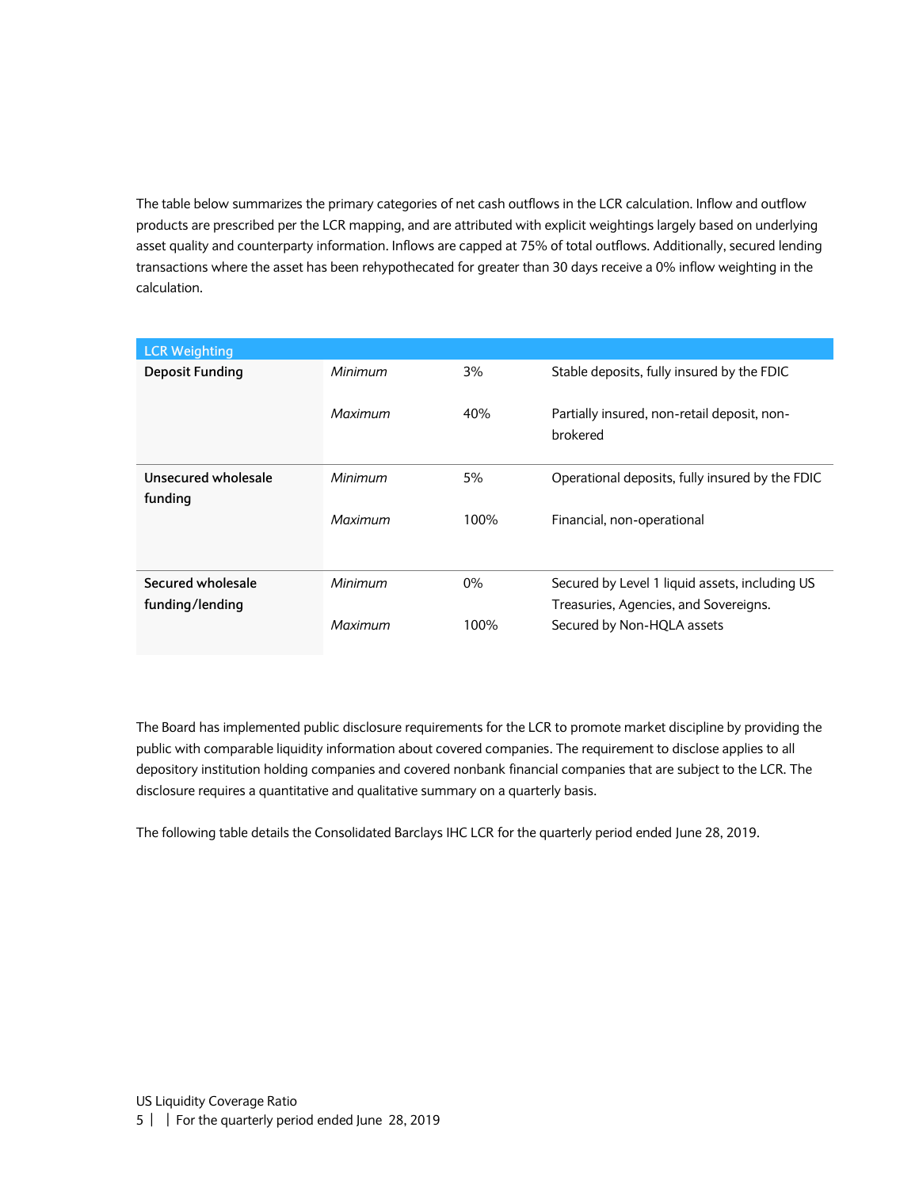The table below summarizes the primary categories of net cash outflows in the LCR calculation. Inflow and outflow products are prescribed per the LCR mapping, and are attributed with explicit weightings largely based on underlying asset quality and counterparty information. Inflows are capped at 75% of total outflows. Additionally, secured lending transactions where the asset has been rehypothecated for greater than 30 days receive a 0% inflow weighting in the calculation.

| LCR Weighting | | | |
|---|---|---|---|
| **Deposit Funding** | *Minimum* | 3% | Stable deposits, fully insured by the FDIC |
| | *Maximum* | 40% | Partially insured, non-retail deposit, non-brokered |
| **Unsecured wholesale funding** | *Minimum* | 5% | Operational deposits, fully insured by the FDIC |
| | *Maximum* | 100% | Financial, non-operational |
| **Secured wholesale funding/lending** | *Minimum* | 0% | Secured by Level 1 liquid assets, including US Treasuries, Agencies, and Sovereigns. |
| | *Maximum* | 100% | Secured by Non-HQLA assets |

The Board has implemented public disclosure requirements for the LCR to promote market discipline by providing the public with comparable liquidity information about covered companies. The requirement to disclose applies to all depository institution holding companies and covered nonbank financial companies that are subject to the LCR. The disclosure requires a quantitative and qualitative summary on a quarterly basis.

The following table details the Consolidated Barclays IHC LCR for the quarterly period ended June 28, 2019.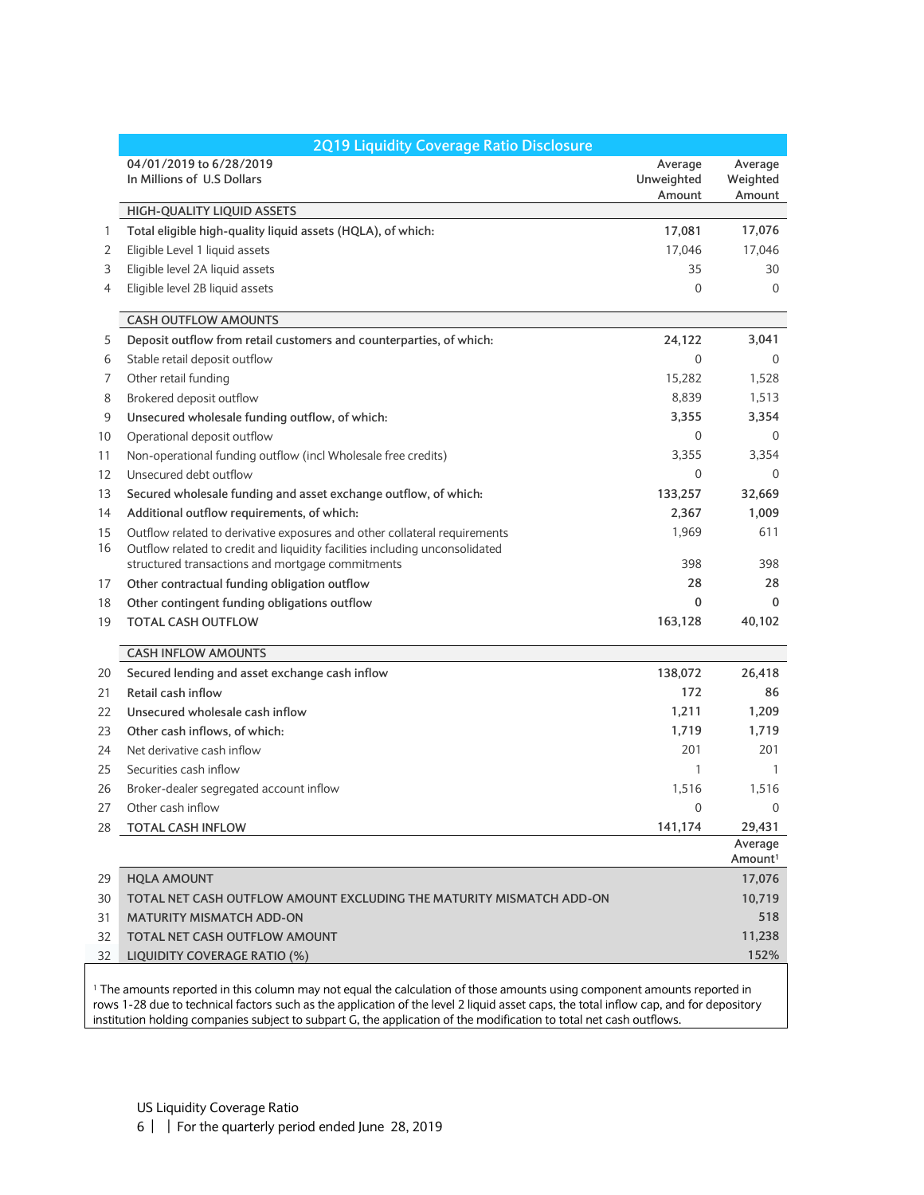## 2Q19 Liquidity Coverage Ratio Disclosure

| | 04/01/2019 to 6/28/2019<br>In Millions of U.S Dollars | Average Unweighted Amount | Average Weighted Amount |
|---|---|---|---|
| | **HIGH-QUALITY LIQUID ASSETS** | | |
| 1 | **Total eligible high-quality liquid assets (HQLA), of which:** | **17,081** | **17,076** |
| 2 | Eligible Level 1 liquid assets | 17,046 | 17,046 |
| 3 | Eligible level 2A liquid assets | 35 | 30 |
| 4 | Eligible level 2B liquid assets | 0 | 0 |
| | **CASH OUTFLOW AMOUNTS** | | |
| 5 | **Deposit outflow from retail customers and counterparties, of which:** | **24,122** | **3,041** |
| 6 | Stable retail deposit outflow | 0 | 0 |
| 7 | Other retail funding | 15,282 | 1,528 |
| 8 | Brokered deposit outflow | 8,839 | 1,513 |
| 9 | **Unsecured wholesale funding outflow, of which:** | **3,355** | **3,354** |
| 10 | Operational deposit outflow | 0 | 0 |
| 11 | Non-operational funding outflow (incl Wholesale free credits) | 3,355 | 3,354 |
| 12 | Unsecured debt outflow | 0 | 0 |
| 13 | **Secured wholesale funding and asset exchange outflow, of which:** | **133,257** | **32,669** |
| 14 | **Additional outflow requirements, of which:** | **2,367** | **1,009** |
| 15 | Outflow related to derivative exposures and other collateral requirements | 1,969 | 611 |
| 16 | Outflow related to credit and liquidity facilities including unconsolidated structured transactions and mortgage commitments | 398 | 398 |
| 17 | **Other contractual funding obligation outflow** | **28** | **28** |
| 18 | **Other contingent funding obligations outflow** | **0** | **0** |
| 19 | **TOTAL CASH OUTFLOW** | **163,128** | **40,102** |
| | **CASH INFLOW AMOUNTS** | | |
| 20 | **Secured lending and asset exchange cash inflow** | **138,072** | **26,418** |
| 21 | **Retail cash inflow** | **172** | **86** |
| 22 | **Unsecured wholesale cash inflow** | **1,211** | **1,209** |
| 23 | **Other cash inflows, of which:** | **1,719** | **1,719** |
| 24 | Net derivative cash inflow | 201 | 201 |
| 25 | Securities cash inflow | 1 | 1 |
| 26 | Broker-dealer segregated account inflow | 1,516 | 1,516 |
| 27 | Other cash inflow | 0 | 0 |
| 28 | **TOTAL CASH INFLOW** | **141,174** | **29,431** |
| | | | **Average Amount[1]** |
| 29 | **HQLA AMOUNT** | | **17,076** |
| 30 | **TOTAL NET CASH OUTFLOW AMOUNT EXCLUDING THE MATURITY MISMATCH ADD-ON** | | **10,719** |
| 31 | **MATURITY MISMATCH ADD-ON** | | **518** |
| 32 | **TOTAL NET CASH OUTFLOW AMOUNT** | | **11,238** |
| 32 | **LIQUIDITY COVERAGE RATIO (%)** | | **152%** |

[1] The amounts reported in this column may not equal the calculation of those amounts using component amounts reported in rows 1-28 due to technical factors such as the application of the level 2 liquid asset caps, the total inflow cap, and for depository institution holding companies subject to subpart G, the application of the modification to total net cash outflows.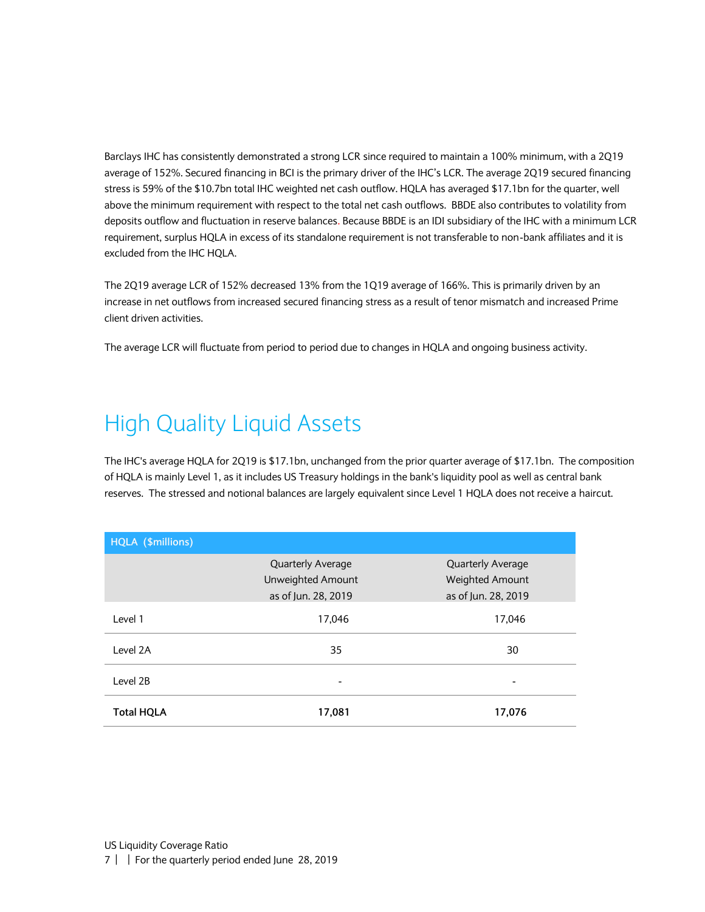Barclays IHC has consistently demonstrated a strong LCR since required to maintain a 100% minimum, with a 2Q19 average of 152%. Secured financing in BCI is the primary driver of the IHC's LCR. The average 2Q19 secured financing stress is 59% of the $10.7bn total IHC weighted net cash outflow. HQLA has averaged $17.1bn for the quarter, well above the minimum requirement with respect to the total net cash outflows. BBDE also contributes to volatility from deposits outflow and fluctuation in reserve balances. Because BBDE is an IDI subsidiary of the IHC with a minimum LCR requirement, surplus HQLA in excess of its standalone requirement is not transferable to non-bank affiliates and it is excluded from the IHC HQLA.

The 2Q19 average LCR of 152% decreased 13% from the 1Q19 average of 166%. This is primarily driven by an increase in net outflows from increased secured financing stress as a result of tenor mismatch and increased Prime client driven activities.

The average LCR will fluctuate from period to period due to changes in HQLA and ongoing business activity.

# High Quality Liquid Assets

The IHC's average HQLA for 2Q19 is $17.1bn, unchanged from the prior quarter average of $17.1bn. The composition of HQLA is mainly Level 1, as it includes US Treasury holdings in the bank's liquidity pool as well as central bank reserves. The stressed and notional balances are largely equivalent since Level 1 HQLA does not receive a haircut.

| HQLA ($millions) | Quarterly Average Unweighted Amount as of Jun. 28, 2019 | Quarterly Average Weighted Amount as of Jun. 28, 2019 |
|---|---|---|
| Level 1 | 17,046 | 17,046 |
| Level 2A | 35 | 30 |
| Level 2B | - | - |
| **Total HQLA** | **17,081** | **17,076** |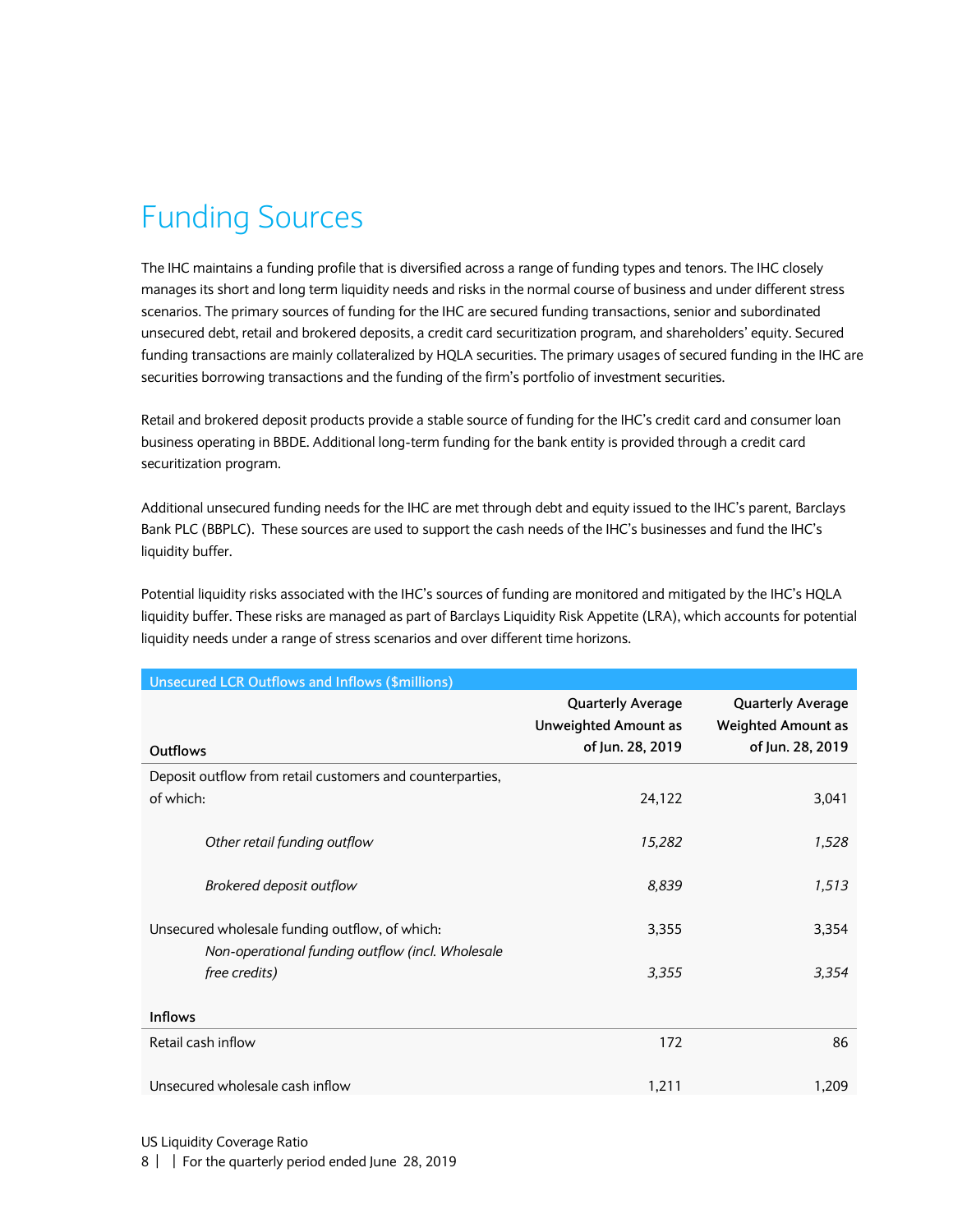# Funding Sources

The IHC maintains a funding profile that is diversified across a range of funding types and tenors. The IHC closely manages its short and long term liquidity needs and risks in the normal course of business and under different stress scenarios. The primary sources of funding for the IHC are secured funding transactions, senior and subordinated unsecured debt, retail and brokered deposits, a credit card securitization program, and shareholders' equity. Secured funding transactions are mainly collateralized by HQLA securities. The primary usages of secured funding in the IHC are securities borrowing transactions and the funding of the firm's portfolio of investment securities.

Retail and brokered deposit products provide a stable source of funding for the IHC's credit card and consumer loan business operating in BBDE. Additional long-term funding for the bank entity is provided through a credit card securitization program.

Additional unsecured funding needs for the IHC are met through debt and equity issued to the IHC's parent, Barclays Bank PLC (BBPLC). These sources are used to support the cash needs of the IHC's businesses and fund the IHC's liquidity buffer.

Potential liquidity risks associated with the IHC's sources of funding are monitored and mitigated by the IHC's HQLA liquidity buffer. These risks are managed as part of Barclays Liquidity Risk Appetite (LRA), which accounts for potential liquidity needs under a range of stress scenarios and over different time horizons.

| Unsecured LCR Outflows and Inflows ($millions) | | |
|---|---|---|
| **Outflows** | **Quarterly Average Unweighted Amount as of Jun. 28, 2019** | **Quarterly Average Weighted Amount as of Jun. 28, 2019** |
| Deposit outflow from retail customers and counterparties, of which: | 24,122 | 3,041 |
| *Other retail funding outflow* | *15,282* | *1,528* |
| *Brokered deposit outflow* | *8,839* | *1,513* |
| Unsecured wholesale funding outflow, of which: | 3,355 | 3,354 |
| *Non-operational funding outflow (incl. Wholesale free credits)* | *3,355* | *3,354* |
| **Inflows** | | |
| Retail cash inflow | 172 | 86 |
| Unsecured wholesale cash inflow | 1,211 | 1,209 |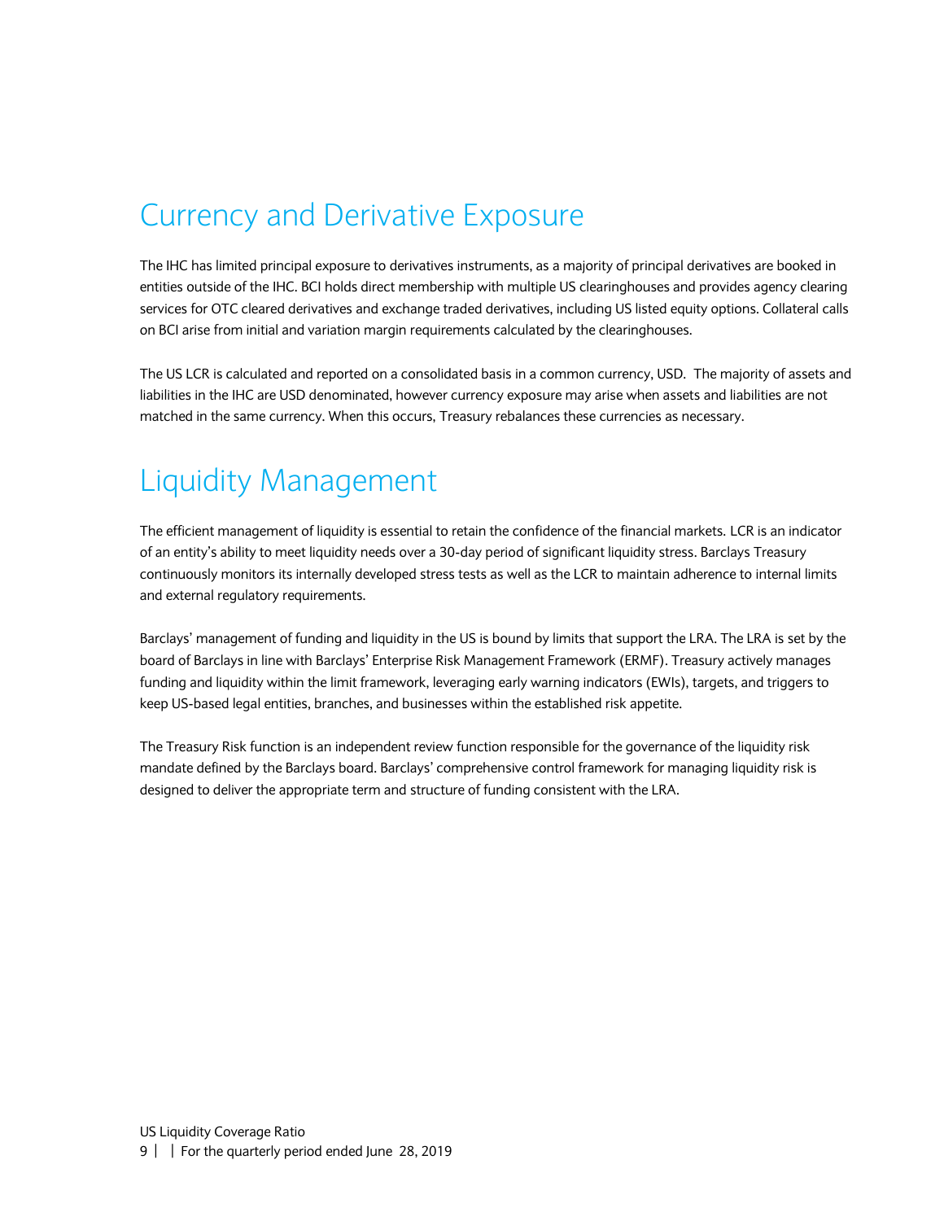# Currency and Derivative Exposure

The IHC has limited principal exposure to derivatives instruments, as a majority of principal derivatives are booked in entities outside of the IHC. BCI holds direct membership with multiple US clearinghouses and provides agency clearing services for OTC cleared derivatives and exchange traded derivatives, including US listed equity options. Collateral calls on BCI arise from initial and variation margin requirements calculated by the clearinghouses.

The US LCR is calculated and reported on a consolidated basis in a common currency, USD. The majority of assets and liabilities in the IHC are USD denominated, however currency exposure may arise when assets and liabilities are not matched in the same currency. When this occurs, Treasury rebalances these currencies as necessary.

# Liquidity Management

The efficient management of liquidity is essential to retain the confidence of the financial markets. LCR is an indicator of an entity's ability to meet liquidity needs over a 30-day period of significant liquidity stress. Barclays Treasury continuously monitors its internally developed stress tests as well as the LCR to maintain adherence to internal limits and external regulatory requirements.

Barclays' management of funding and liquidity in the US is bound by limits that support the LRA. The LRA is set by the board of Barclays in line with Barclays' Enterprise Risk Management Framework (ERMF). Treasury actively manages funding and liquidity within the limit framework, leveraging early warning indicators (EWIs), targets, and triggers to keep US-based legal entities, branches, and businesses within the established risk appetite.

The Treasury Risk function is an independent review function responsible for the governance of the liquidity risk mandate defined by the Barclays board. Barclays' comprehensive control framework for managing liquidity risk is designed to deliver the appropriate term and structure of funding consistent with the LRA.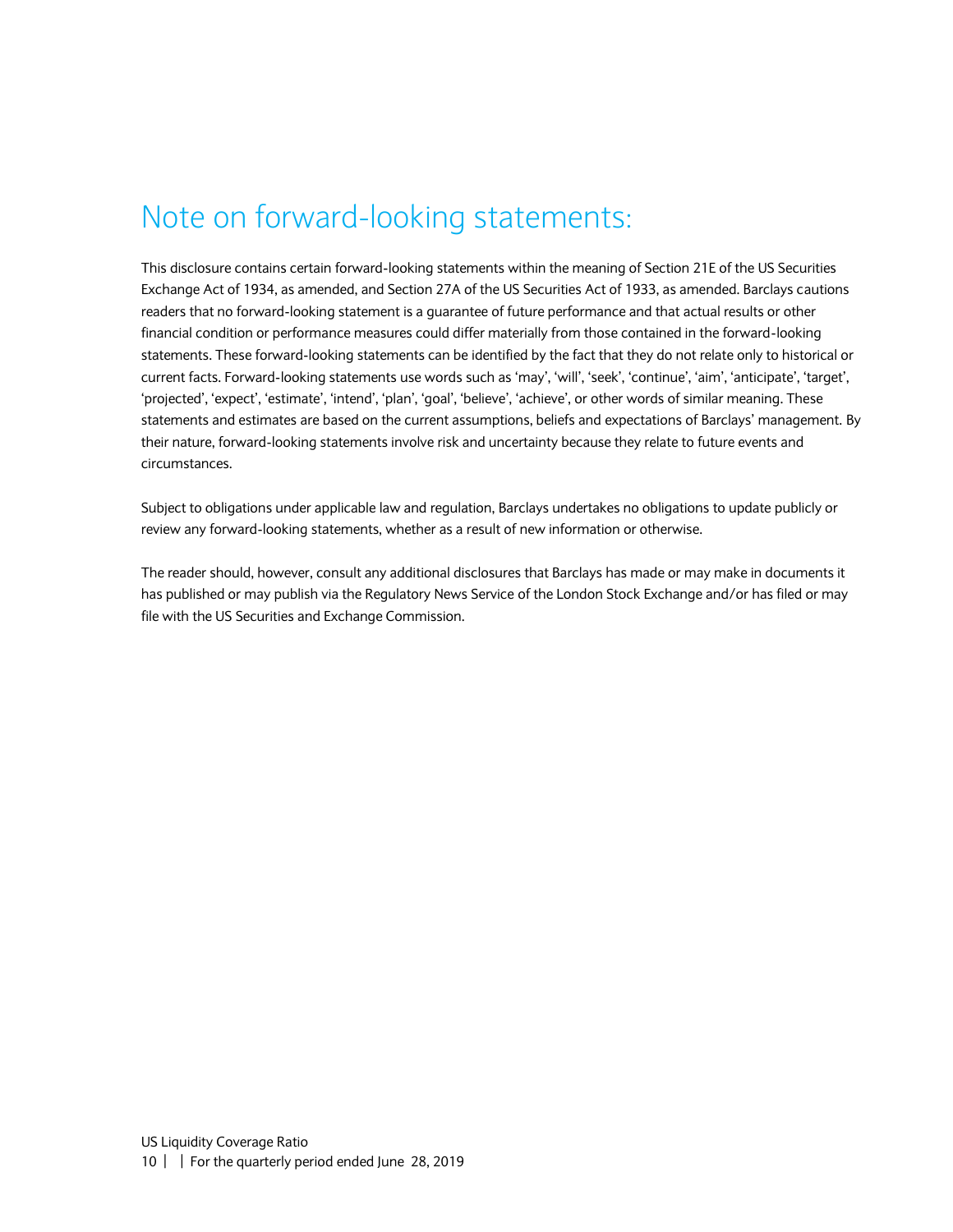# Note on forward-looking statements:

This disclosure contains certain forward-looking statements within the meaning of Section 21E of the US Securities Exchange Act of 1934, as amended, and Section 27A of the US Securities Act of 1933, as amended. Barclays cautions readers that no forward-looking statement is a guarantee of future performance and that actual results or other financial condition or performance measures could differ materially from those contained in the forward-looking statements. These forward-looking statements can be identified by the fact that they do not relate only to historical or current facts. Forward-looking statements use words such as 'may', 'will', 'seek', 'continue', 'aim', 'anticipate', 'target', 'projected', 'expect', 'estimate', 'intend', 'plan', 'goal', 'believe', 'achieve', or other words of similar meaning. These statements and estimates are based on the current assumptions, beliefs and expectations of Barclays' management. By their nature, forward-looking statements involve risk and uncertainty because they relate to future events and circumstances.

Subject to obligations under applicable law and regulation, Barclays undertakes no obligations to update publicly or review any forward-looking statements, whether as a result of new information or otherwise.

The reader should, however, consult any additional disclosures that Barclays has made or may make in documents it has published or may publish via the Regulatory News Service of the London Stock Exchange and/or has filed or may file with the US Securities and Exchange Commission.